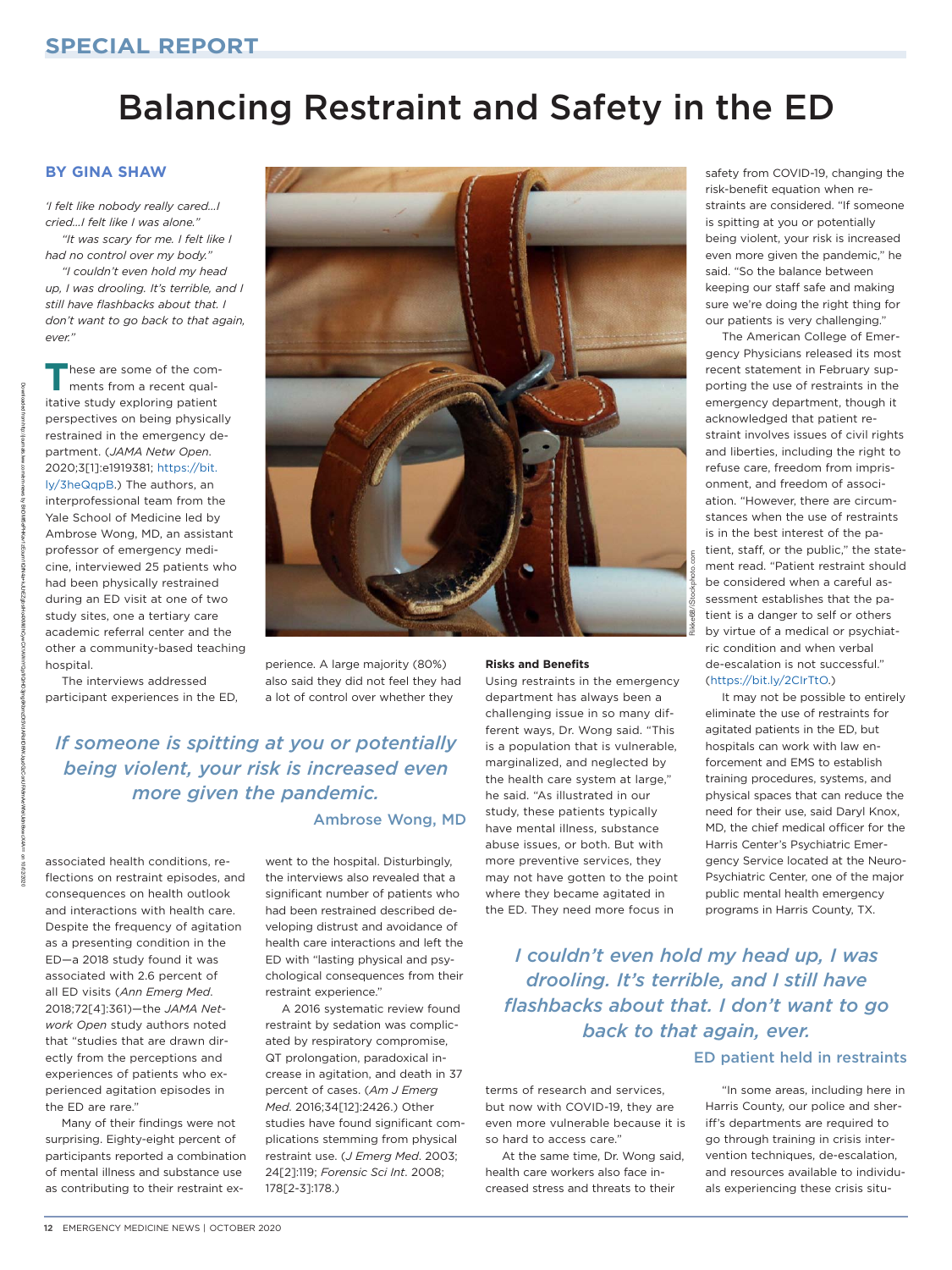SPECIAL REPORT

# Balancing Restraint and Safety in the ED

**BY GINA SHAW**

*'I felt like nobody really cared...I cried...I felt like I was alone."*

*"It was scary for me. I felt like I had no control over my body."*

*"I couldn't even hold my head up, I was drooling. It's terrible, and I still have flashbacks about that. I don't want to go back to that again, ever."*

These are some of the comments from a recent qualitative study exploring patient perspectives on being physically restrained in the emergency department. (*JAMA Netw Open*. 2020;3[1]:e1919381; https://bit.ly/3heQqpB.) The authors, an interprofessional team from the Yale School of Medicine led by Ambrose Wong, MD, an assistant professor of emergency medicine, interviewed 25 patients who had been physically restrained during an ED visit at one of two study sites, one a tertiary care academic referral center and the other a community-based teaching hospital.

The interviews addressed participant experiences in the ED, associated health conditions, reflections on restraint episodes, and consequences on health outlook and interactions with health care. Despite the frequency of agitation as a presenting condition in the ED—a 2018 study found it was associated with 2.6 percent of all ED visits (*Ann Emerg Med*. 2018;72[4]:361)—the *JAMA Network Open* study authors noted that "studies that are drawn directly from the perceptions and experiences of patients who experienced agitation episodes in the ED are rare."

Many of their findings were not surprising. Eighty-eight percent of participants reported a combination of mental illness and substance use as contributing to their restraint experience. A large majority (80%) also said they did not feel they had a lot of control over whether they went to the hospital. Disturbingly, the interviews also revealed that a significant number of patients who had been restrained described developing distrust and avoidance of health care interactions and left the ED with "lasting physical and psychological consequences from their restraint experience."

> *If someone is spitting at you or potentially being violent, your risk is increased even more given the pandemic.*
>
> Ambrose Wong, MD

A 2016 systematic review found restraint by sedation was complicated by respiratory compromise, QT prolongation, paradoxical increase in agitation, and death in 37 percent of cases. (*Am J Emerg Med*. 2016;34[12]:2426.) Other studies have found significant complications stemming from physical restraint use. (*J Emerg Med*. 2003; 24[2]:119; *Forensic Sci Int*. 2008; 178[2-3]:178.)

### Risks and Benefits

Using restraints in the emergency department has always been a challenging issue in so many different ways, Dr. Wong said. "This is a population that is vulnerable, marginalized, and neglected by the health care system at large," he said. "As illustrated in our study, these patients typically have mental illness, substance abuse issues, or both. But with more preventive services, they may not have gotten to the point where they became agitated in the ED. They need more focus in terms of research and services, but now with COVID-19, they are even more vulnerable because it is so hard to access care."

At the same time, Dr. Wong said, health care workers also face increased stress and threats to their safety from COVID-19, changing the risk-benefit equation when restraints are considered. "If someone is spitting at you or potentially being violent, your risk is increased even more given the pandemic," he said. "So the balance between keeping our staff safe and making sure we're doing the right thing for our patients is very challenging."

The American College of Emergency Physicians released its most recent statement in February supporting the use of restraints in the emergency department, though it acknowledged that patient restraint involves issues of civil rights and liberties, including the right to refuse care, freedom from imprisonment, and freedom of association. "However, there are circumstances when the use of restraints is in the best interest of the patient, staff, or the public," the statement read. "Patient restraint should be considered when a careful assessment establishes that the patient is a danger to self or others by virtue of a medical or psychiatric condition and when verbal de-escalation is not successful." (https://bit.ly/2ClrTtO.)

It may not be possible to entirely eliminate the use of restraints for agitated patients in the ED, but hospitals can work with law enforcement and EMS to establish training procedures, systems, and physical spaces that can reduce the need for their use, said Daryl Knox, MD, the chief medical officer for the Harris Center's Psychiatric Emergency Service located at the Neuro-Psychiatric Center, one of the major public mental health emergency programs in Harris County, TX.

> *I couldn't even hold my head up, I was drooling. It's terrible, and I still have flashbacks about that. I don't want to go back to that again, ever.*
>
> ED patient held in restraints

"In some areas, including here in Harris County, our police and sheriff's departments are required to go through training in crisis intervention techniques, de-escalation, and resources available to individuals experiencing these crisis situ-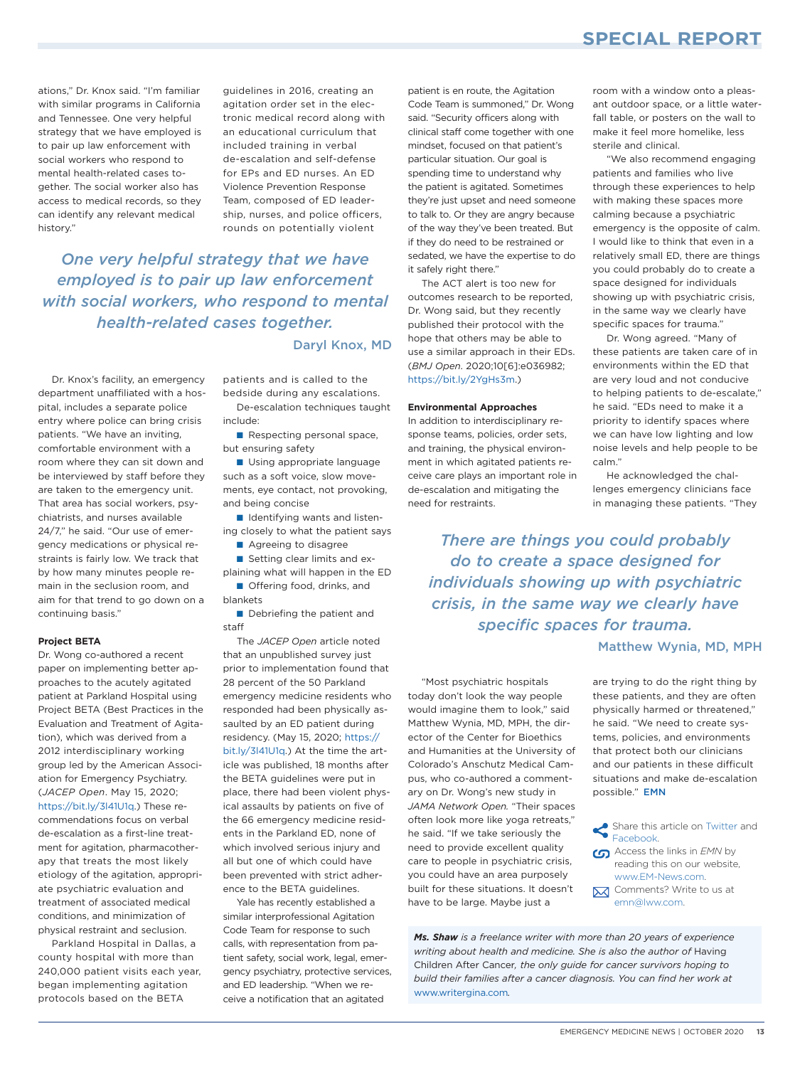ations," Dr. Knox said. "I'm familiar with similar programs in California and Tennessee. One very helpful strategy that we have employed is to pair up law enforcement with social workers who respond to mental health-related cases together. The social worker also has access to medical records, so they can identify any relevant medical history."

> *One very helpful strategy that we have employed is to pair up law enforcement with social workers, who respond to mental health-related cases together.*
>
> Daryl Knox, MD

Dr. Knox's facility, an emergency department unaffiliated with a hospital, includes a separate police entry where police can bring crisis patients. "We have an inviting, comfortable environment with a room where they can sit down and be interviewed by staff before they are taken to the emergency unit. That area has social workers, psychiatrists, and nurses available 24/7," he said. "Our use of emergency medications or physical restraints is fairly low. We track that by how many minutes people remain in the seclusion room, and aim for that trend to go down on a continuing basis."

### Project BETA

Dr. Wong co-authored a recent paper on implementing better approaches to the acutely agitated patient at Parkland Hospital using Project BETA (Best Practices in the Evaluation and Treatment of Agitation), which was derived from a 2012 interdisciplinary working group led by the American Association for Emergency Psychiatry. (*JACEP Open*. May 15, 2020; https://bit.ly/3l41U1q.) These recommendations focus on verbal de-escalation as a first-line treatment for agitation, pharmacotherapy that treats the most likely etiology of the agitation, appropriate psychiatric evaluation and treatment of associated medical conditions, and minimization of physical restraint and seclusion.

Parkland Hospital in Dallas, a county hospital with more than 240,000 patient visits each year, began implementing agitation protocols based on the BETA guidelines in 2016, creating an agitation order set in the electronic medical record along with an educational curriculum that included training in verbal de-escalation and self-defense for EPs and ED nurses. An ED Violence Prevention Response Team, composed of ED leadership, nurses, and police officers, rounds on potentially violent patients and is called to the bedside during any escalations.

De-escalation techniques taught include:

- Respecting personal space, but ensuring safety
- Using appropriate language such as a soft voice, slow movements, eye contact, not provoking, and being concise
- Identifying wants and listening closely to what the patient says
- Agreeing to disagree
- Setting clear limits and explaining what will happen in the ED
- Offering food, drinks, and blankets
- Debriefing the patient and staff

The *JACEP Open* article noted that an unpublished survey just prior to implementation found that 28 percent of the 50 Parkland emergency medicine residents who responded had been physically assaulted by an ED patient during residency. (May 15, 2020; https://bit.ly/3l41U1q.) At the time the article was published, 18 months after the BETA guidelines were put in place, there had been violent physical assaults by patients on five of the 66 emergency medicine residents in the Parkland ED, none of which involved serious injury and all but one of which could have been prevented with strict adherence to the BETA guidelines.

Yale has recently established a similar interprofessional Agitation Code Team for response to such calls, with representation from patient safety, social work, legal, emergency psychiatry, protective services, and ED leadership. "When we receive a notification that an agitated patient is en route, the Agitation Code Team is summoned," Dr. Wong said. "Security officers along with clinical staff come together with one mindset, focused on that patient's particular situation. Our goal is spending time to understand why the patient is agitated. Sometimes they're just upset and need someone to talk to. Or they are angry because of the way they've been treated. But if they do need to be restrained or sedated, we have the expertise to do it safely right there."

The ACT alert is too new for outcomes research to be reported, Dr. Wong said, but they recently published their protocol with the hope that others may be able to use a similar approach in their EDs. (*BMJ Open*. 2020;10[6]:e036982; https://bit.ly/2YgHs3m.)

### Environmental Approaches

In addition to interdisciplinary response teams, policies, order sets, and training, the physical environment in which agitated patients receive care plays an important role in de-escalation and mitigating the need for restraints.

"Most psychiatric hospitals today don't look the way people would imagine them to look," said Matthew Wynia, MD, MPH, the director of the Center for Bioethics and Humanities at the University of Colorado's Anschutz Medical Campus, who co-authored a commentary on Dr. Wong's new study in *JAMA Network Open*. "Their spaces often look more like yoga retreats," he said. "If we take seriously the need to provide excellent quality care to people in psychiatric crisis, you could have an area purposely built for these situations. It doesn't have to be large. Maybe just a room with a window onto a pleasant outdoor space, or a little waterfall table, or posters on the wall to make it feel more homelike, less sterile and clinical.

"We also recommend engaging patients and families who live through these experiences to help with making these spaces more calming because a psychiatric emergency is the opposite of calm. I would like to think that even in a relatively small ED, there are things you could probably do to create a space designed for individuals showing up with psychiatric crisis, in the same way we clearly have specific spaces for trauma."

> *There are things you could probably do to create a space designed for individuals showing up with psychiatric crisis, in the same way we clearly have specific spaces for trauma.*
>
> Matthew Wynia, MD, MPH

Dr. Wong agreed. "Many of these patients are taken care of in environments within the ED that are very loud and not conducive to helping patients to de-escalate," he said. "EDs need to make it a priority to identify spaces where we can have low lighting and low noise levels and help people to be calm."

He acknowledged the challenges emergency clinicians face in managing these patients. "They are trying to do the right thing by these patients, and they are often physically harmed or threatened," he said. "We need to create systems, policies, and environments that protect both our clinicians and our patients in these difficult situations and make de-escalation possible." **EMN**

Share this article on Twitter and Facebook.

Access the links in *EMN* by reading this on our website, www.EM-News.com.

Comments? Write to us at emn@lww.com.

***Ms. Shaw** is a freelance writer with more than 20 years of experience writing about health and medicine. She is also the author of* Having Children After Cancer, *the only guide for cancer survivors hoping to build their families after a cancer diagnosis. You can find her work at* www.writergina.com.